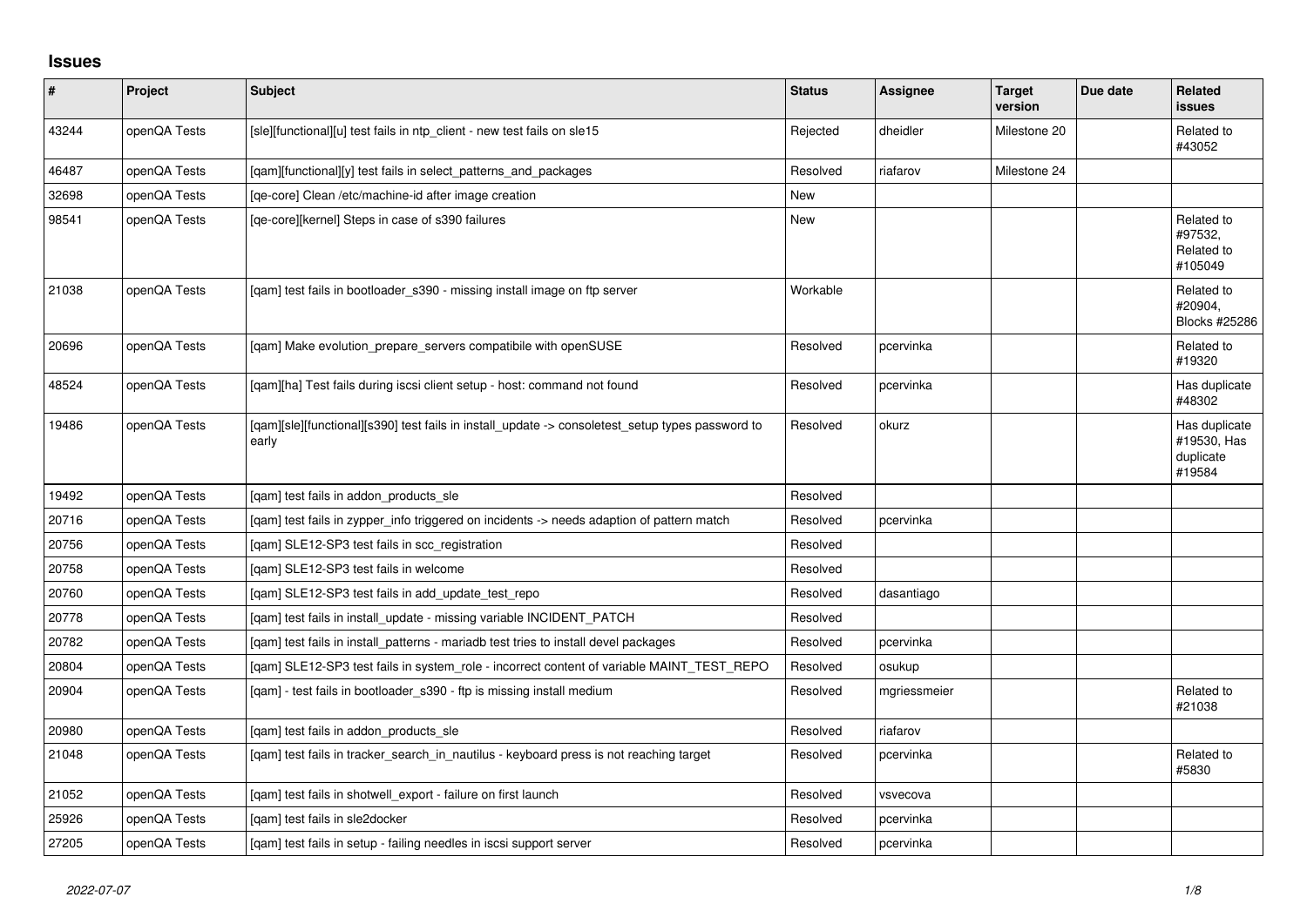## Issues

| # | Project | Subject | Status | Assignee | Target version | Due date | Related issues |
|---|---|---|---|---|---|---|---|
| 43244 | openQA Tests | [sle][functional][u] test fails in ntp_client - new test fails on sle15 | Rejected | dheidler | Milestone 20 | | Related to #43052 |
| 46487 | openQA Tests | [qam][functional][y] test fails in select_patterns_and_packages | Resolved | riafarov | Milestone 24 | | |
| 32698 | openQA Tests | [qe-core] Clean /etc/machine-id after image creation | New | | | | |
| 98541 | openQA Tests | [qe-core][kernel] Steps in case of s390 failures | New | | | | Related to #97532, Related to #105049 |
| 21038 | openQA Tests | [qam] test fails in bootloader_s390 - missing install image on ftp server | Workable | | | | Related to #20904, Blocks #25286 |
| 20696 | openQA Tests | [qam] Make evolution_prepare_servers compatibile with openSUSE | Resolved | pcervinka | | | Related to #19320 |
| 48524 | openQA Tests | [qam][ha] Test fails during iscsi client setup - host: command not found | Resolved | pcervinka | | | Has duplicate #48302 |
| 19486 | openQA Tests | [qam][sle][functional][s390] test fails in install_update -> consoletest_setup types password to early | Resolved | okurz | | | Has duplicate #19530, Has duplicate #19584 |
| 19492 | openQA Tests | [qam] test fails in addon_products_sle | Resolved | | | | |
| 20716 | openQA Tests | [qam] test fails in zypper_info triggered on incidents -> needs adaption of pattern match | Resolved | pcervinka | | | |
| 20756 | openQA Tests | [qam] SLE12-SP3 test fails in scc_registration | Resolved | | | | |
| 20758 | openQA Tests | [qam] SLE12-SP3 test fails in welcome | Resolved | | | | |
| 20760 | openQA Tests | [qam] SLE12-SP3 test fails in add_update_test_repo | Resolved | dasantiago | | | |
| 20778 | openQA Tests | [qam] test fails in install_update - missing variable INCIDENT_PATCH | Resolved | | | | |
| 20782 | openQA Tests | [qam] test fails in install_patterns - mariadb test tries to install devel packages | Resolved | pcervinka | | | |
| 20804 | openQA Tests | [qam] SLE12-SP3 test fails in system_role - incorrect content of variable MAINT_TEST_REPO | Resolved | osukup | | | |
| 20904 | openQA Tests | [qam] - test fails in bootloader_s390 - ftp is missing install medium | Resolved | mgriessmeier | | | Related to #21038 |
| 20980 | openQA Tests | [qam] test fails in addon_products_sle | Resolved | riafarov | | | |
| 21048 | openQA Tests | [qam] test fails in tracker_search_in_nautilus - keyboard press is not reaching target | Resolved | pcervinka | | | Related to #5830 |
| 21052 | openQA Tests | [qam] test fails in shotwell_export - failure on first launch | Resolved | vsvecova | | | |
| 25926 | openQA Tests | [qam] test fails in sle2docker | Resolved | pcervinka | | | |
| 27205 | openQA Tests | [qam] test fails in setup - failing needles in iscsi support server | Resolved | pcervinka | | | |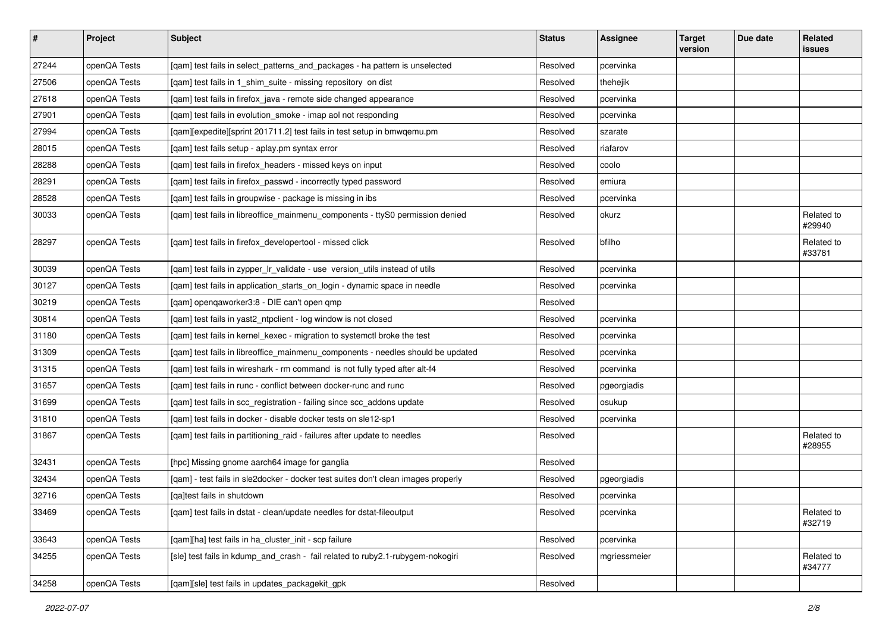| # | Project | Subject | Status | Assignee | Target version | Due date | Related issues |
|---|---|---|---|---|---|---|---|
| 27244 | openQA Tests | [qam] test fails in select_patterns_and_packages - ha pattern is unselected | Resolved | pcervinka | | | |
| 27506 | openQA Tests | [qam] test fails in 1_shim_suite - missing repository  on dist | Resolved | thehejik | | | |
| 27618 | openQA Tests | [qam] test fails in firefox_java - remote side changed appearance | Resolved | pcervinka | | | |
| 27901 | openQA Tests | [qam] test fails in evolution_smoke - imap aol not responding | Resolved | pcervinka | | | |
| 27994 | openQA Tests | [qam][expedite][sprint 201711.2] test fails in test setup in bmwqemu.pm | Resolved | szarate | | | |
| 28015 | openQA Tests | [qam] test fails setup - aplay.pm syntax error | Resolved | riafarov | | | |
| 28288 | openQA Tests | [qam] test fails in firefox_headers - missed keys on input | Resolved | coolo | | | |
| 28291 | openQA Tests | [qam] test fails in firefox_passwd - incorrectly typed password | Resolved | emiura | | | |
| 28528 | openQA Tests | [qam] test fails in groupwise - package is missing in ibs | Resolved | pcervinka | | | |
| 30033 | openQA Tests | [qam] test fails in libreoffice_mainmenu_components - ttyS0 permission denied | Resolved | okurz | | | Related to #29940 |
| 28297 | openQA Tests | [qam] test fails in firefox_developertool - missed click | Resolved | bfilho | | | Related to #33781 |
| 30039 | openQA Tests | [qam] test fails in zypper_lr_validate - use  version_utils instead of utils | Resolved | pcervinka | | | |
| 30127 | openQA Tests | [qam] test fails in application_starts_on_login - dynamic space in needle | Resolved | pcervinka | | | |
| 30219 | openQA Tests | [qam] openqaworker3:8 - DIE can't open qmp | Resolved | | | | |
| 30814 | openQA Tests | [qam] test fails in yast2_ntpclient - log window is not closed | Resolved | pcervinka | | | |
| 31180 | openQA Tests | [qam] test fails in kernel_kexec - migration to systemctl broke the test | Resolved | pcervinka | | | |
| 31309 | openQA Tests | [qam] test fails in libreoffice_mainmenu_components - needles should be updated | Resolved | pcervinka | | | |
| 31315 | openQA Tests | [qam] test fails in wireshark - rm command  is not fully typed after alt-f4 | Resolved | pcervinka | | | |
| 31657 | openQA Tests | [qam] test fails in runc - conflict between docker-runc and runc | Resolved | pgeorgiadis | | | |
| 31699 | openQA Tests | [qam] test fails in scc_registration - failing since scc_addons update | Resolved | osukup | | | |
| 31810 | openQA Tests | [qam] test fails in docker - disable docker tests on sle12-sp1 | Resolved | pcervinka | | | |
| 31867 | openQA Tests | [qam] test fails in partitioning_raid - failures after update to needles | Resolved | | | | Related to #28955 |
| 32431 | openQA Tests | [hpc] Missing gnome aarch64 image for ganglia | Resolved | | | | |
| 32434 | openQA Tests | [qam] - test fails in sle2docker - docker test suites don't clean images properly | Resolved | pgeorgiadis | | | |
| 32716 | openQA Tests | [qa]test fails in shutdown | Resolved | pcervinka | | | |
| 33469 | openQA Tests | [qam] test fails in dstat - clean/update needles for dstat-fileoutput | Resolved | pcervinka | | | Related to #32719 |
| 33643 | openQA Tests | [qam][ha] test fails in ha_cluster_init - scp failure | Resolved | pcervinka | | | |
| 34255 | openQA Tests | [sle] test fails in kdump_and_crash -  fail related to ruby2.1-rubygem-nokogiri | Resolved | mgriessmeier | | | Related to #34777 |
| 34258 | openQA Tests | [qam][sle] test fails in updates_packagekit_gpk | Resolved | | | | |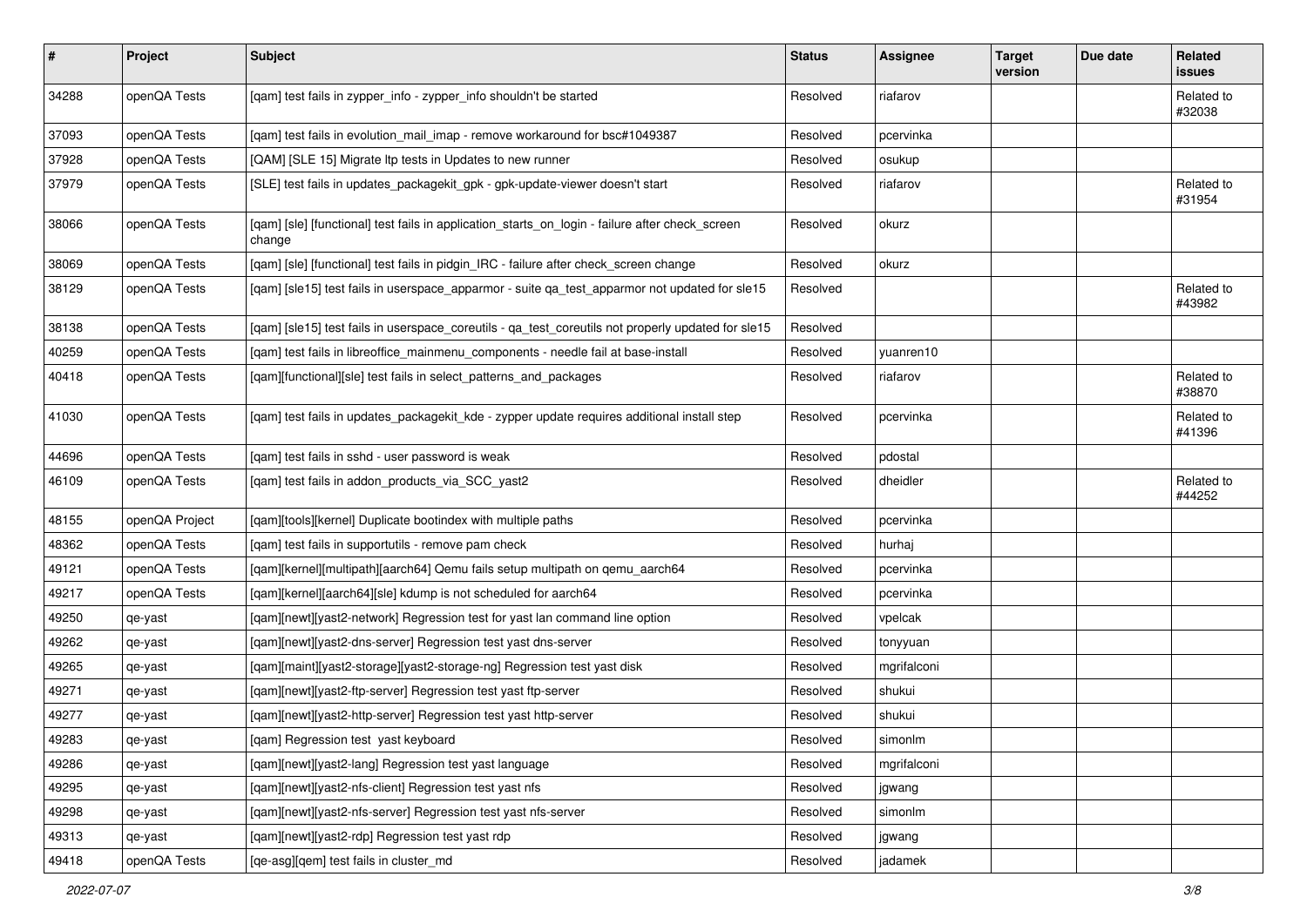| # | Project | Subject | Status | Assignee | Target version | Due date | Related issues |
|---|---|---|---|---|---|---|---|
| 34288 | openQA Tests | [qam] test fails in zypper_info - zypper_info shouldn't be started | Resolved | riafarov | | | Related to #32038 |
| 37093 | openQA Tests | [qam] test fails in evolution_mail_imap - remove workaround for bsc#1049387 | Resolved | pcervinka | | | |
| 37928 | openQA Tests | [QAM] [SLE 15] Migrate ltp tests in Updates to new runner | Resolved | osukup | | | |
| 37979 | openQA Tests | [SLE] test fails in updates_packagekit_gpk - gpk-update-viewer doesn't start | Resolved | riafarov | | | Related to #31954 |
| 38066 | openQA Tests | [qam] [sle] [functional] test fails in application_starts_on_login - failure after check_screen change | Resolved | okurz | | | |
| 38069 | openQA Tests | [qam] [sle] [functional] test fails in pidgin_IRC - failure after check_screen change | Resolved | okurz | | | |
| 38129 | openQA Tests | [qam] [sle15] test fails in userspace_apparmor - suite qa_test_apparmor not updated for sle15 | Resolved | | | | Related to #43982 |
| 38138 | openQA Tests | [qam] [sle15] test fails in userspace_coreutils - qa_test_coreutils not properly updated for sle15 | Resolved | | | | |
| 40259 | openQA Tests | [qam] test fails in libreoffice_mainmenu_components - needle fail at base-install | Resolved | yuanren10 | | | |
| 40418 | openQA Tests | [qam][functional][sle] test fails in select_patterns_and_packages | Resolved | riafarov | | | Related to #38870 |
| 41030 | openQA Tests | [qam] test fails in updates_packagekit_kde - zypper update requires additional install step | Resolved | pcervinka | | | Related to #41396 |
| 44696 | openQA Tests | [qam] test fails in sshd - user password is weak | Resolved | pdostal | | | |
| 46109 | openQA Tests | [qam] test fails in addon_products_via_SCC_yast2 | Resolved | dheidler | | | Related to #44252 |
| 48155 | openQA Project | [qam][tools][kernel] Duplicate bootindex with multiple paths | Resolved | pcervinka | | | |
| 48362 | openQA Tests | [qam] test fails in supportutils - remove pam check | Resolved | hurhaj | | | |
| 49121 | openQA Tests | [qam][kernel][multipath][aarch64] Qemu fails setup multipath on qemu_aarch64 | Resolved | pcervinka | | | |
| 49217 | openQA Tests | [qam][kernel][aarch64][sle] kdump is not scheduled for aarch64 | Resolved | pcervinka | | | |
| 49250 | qe-yast | [qam][newt][yast2-network] Regression test for yast lan command line option | Resolved | vpelcak | | | |
| 49262 | qe-yast | [qam][newt][yast2-dns-server] Regression test yast dns-server | Resolved | tonyyuan | | | |
| 49265 | qe-yast | [qam][maint][yast2-storage][yast2-storage-ng] Regression test yast disk | Resolved | mgrifalconi | | | |
| 49271 | qe-yast | [qam][newt][yast2-ftp-server] Regression test yast ftp-server | Resolved | shukui | | | |
| 49277 | qe-yast | [qam][newt][yast2-http-server] Regression test yast http-server | Resolved | shukui | | | |
| 49283 | qe-yast | [qam] Regression test yast keyboard | Resolved | simonlm | | | |
| 49286 | qe-yast | [qam][newt][yast2-lang] Regression test yast language | Resolved | mgrifalconi | | | |
| 49295 | qe-yast | [qam][newt][yast2-nfs-client] Regression test yast nfs | Resolved | jgwang | | | |
| 49298 | qe-yast | [qam][newt][yast2-nfs-server] Regression test yast nfs-server | Resolved | simonlm | | | |
| 49313 | qe-yast | [qam][newt][yast2-rdp] Regression test yast rdp | Resolved | jgwang | | | |
| 49418 | openQA Tests | [qe-asg][qem] test fails in cluster_md | Resolved | jadamek | | | |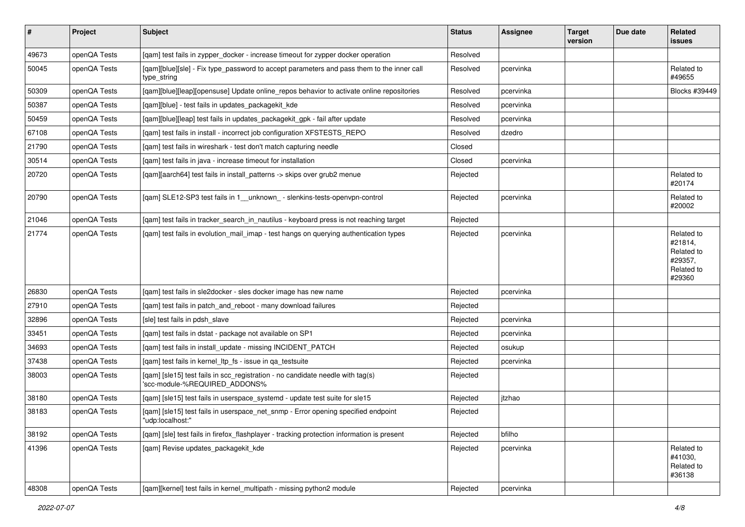| # | Project | Subject | Status | Assignee | Target version | Due date | Related issues |
|---|---|---|---|---|---|---|---|
| 49673 | openQA Tests | [qam] test fails in zypper_docker - increase timeout for zypper docker operation | Resolved | | | | |
| 50045 | openQA Tests | [qam][blue][sle] - Fix type_password to accept parameters and pass them to the inner call type_string | Resolved | pcervinka | | | Related to #49655 |
| 50309 | openQA Tests | [qam][blue][leap][opensuse] Update online_repos behavior to activate online repositories | Resolved | pcervinka | | | Blocks #39449 |
| 50387 | openQA Tests | [qam][blue] - test fails in updates_packagekit_kde | Resolved | pcervinka | | | |
| 50459 | openQA Tests | [qam][blue][leap] test fails in updates_packagekit_gpk - fail after update | Resolved | pcervinka | | | |
| 67108 | openQA Tests | [qam] test fails in install - incorrect job configuration XFSTESTS_REPO | Resolved | dzedro | | | |
| 21790 | openQA Tests | [qam] test fails in wireshark - test don't match capturing needle | Closed | | | | |
| 30514 | openQA Tests | [qam] test fails in java - increase timeout for installation | Closed | pcervinka | | | |
| 20720 | openQA Tests | [qam][aarch64] test fails in install_patterns -> skips over grub2 menue | Rejected | | | | Related to #20174 |
| 20790 | openQA Tests | [qam] SLE12-SP3 test fails in 1__unknown_ - slenkins-tests-openvpn-control | Rejected | pcervinka | | | Related to #20002 |
| 21046 | openQA Tests | [qam] test fails in tracker_search_in_nautilus - keyboard press is not reaching target | Rejected | | | | |
| 21774 | openQA Tests | [qam] test fails in evolution_mail_imap - test hangs on querying authentication types | Rejected | pcervinka | | | Related to #21814, Related to #29357, Related to #29360 |
| 26830 | openQA Tests | [qam] test fails in sle2docker - sles docker image has new name | Rejected | pcervinka | | | |
| 27910 | openQA Tests | [qam] test fails in patch_and_reboot - many download failures | Rejected | | | | |
| 32896 | openQA Tests | [sle] test fails in pdsh_slave | Rejected | pcervinka | | | |
| 33451 | openQA Tests | [qam] test fails in dstat - package not available on SP1 | Rejected | pcervinka | | | |
| 34693 | openQA Tests | [qam] test fails in install_update - missing INCIDENT_PATCH | Rejected | osukup | | | |
| 37438 | openQA Tests | [qam] test fails in kernel_ltp_fs - issue in qa_testsuite | Rejected | pcervinka | | | |
| 38003 | openQA Tests | [qam] [sle15] test fails in scc_registration - no candidate needle with tag(s) 'scc-module-%REQUIRED_ADDONS% | Rejected | | | | |
| 38180 | openQA Tests | [qam] [sle15] test fails in userspace_systemd - update test suite for sle15 | Rejected | jtzhao | | | |
| 38183 | openQA Tests | [qam] [sle15] test fails in userspace_net_snmp - Error opening specified endpoint "udp:localhost:" | Rejected | | | | |
| 38192 | openQA Tests | [qam] [sle] test fails in firefox_flashplayer - tracking protection information is present | Rejected | bfilho | | | |
| 41396 | openQA Tests | [qam] Revise updates_packagekit_kde | Rejected | pcervinka | | | Related to #41030, Related to #36138 |
| 48308 | openQA Tests | [qam][kernel] test fails in kernel_multipath - missing python2 module | Rejected | pcervinka | | | |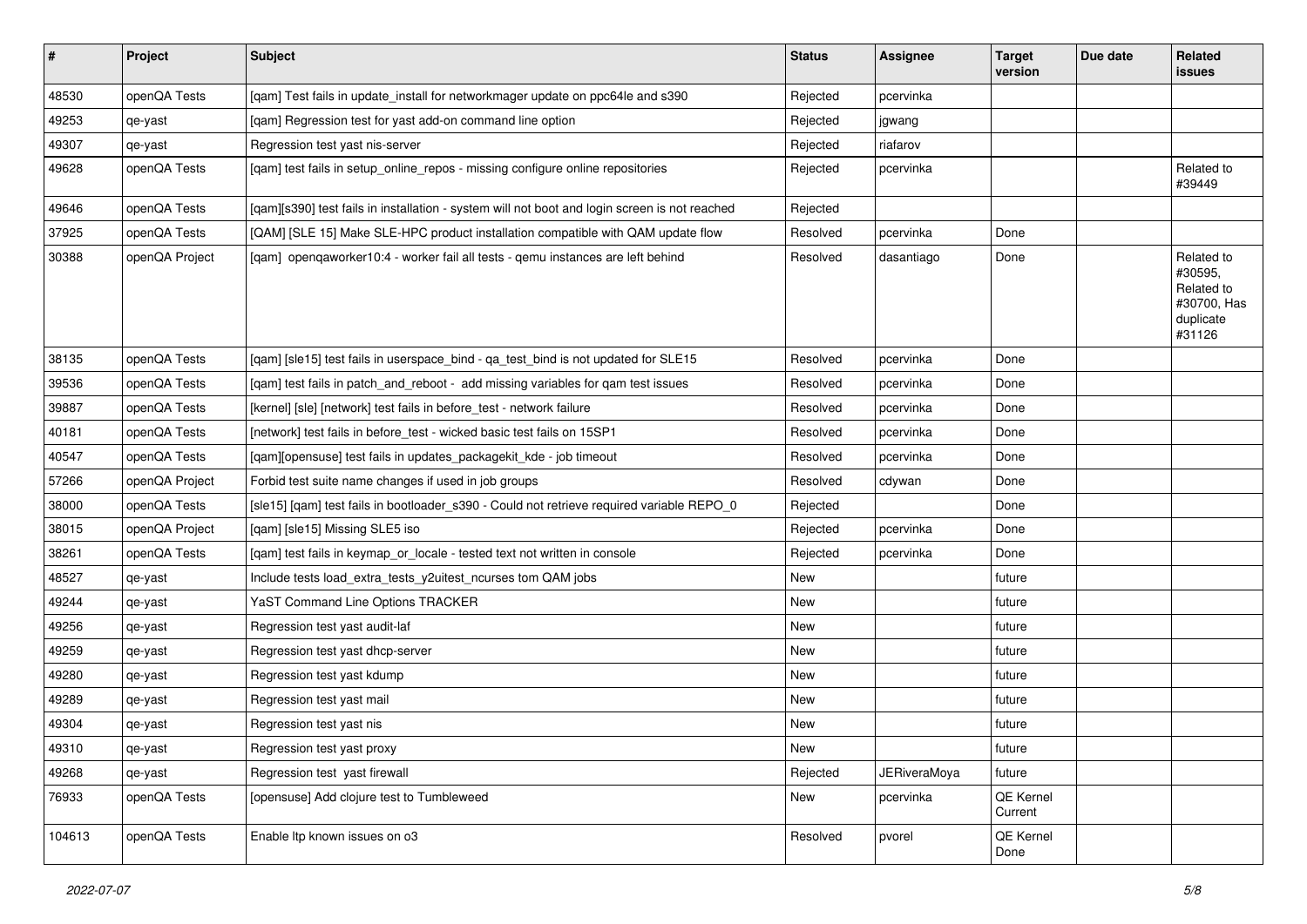| # | Project | Subject | Status | Assignee | Target version | Due date | Related issues |
|---|---|---|---|---|---|---|---|
| 48530 | openQA Tests | [qam] Test fails in update_install for networkmager update on ppc64le and s390 | Rejected | pcervinka | | | |
| 49253 | qe-yast | [qam] Regression test for yast add-on command line option | Rejected | jgwang | | | |
| 49307 | qe-yast | Regression test yast nis-server | Rejected | riafarov | | | |
| 49628 | openQA Tests | [qam] test fails in setup_online_repos - missing configure online repositories | Rejected | pcervinka | | | Related to #39449 |
| 49646 | openQA Tests | [qam][s390] test fails in installation - system will not boot and login screen is not reached | Rejected | | | | |
| 37925 | openQA Tests | [QAM] [SLE 15] Make SLE-HPC product installation compatible with QAM update flow | Resolved | pcervinka | Done | | |
| 30388 | openQA Project | [qam] openqaworker10:4 - worker fail all tests - qemu instances are left behind | Resolved | dasantiago | Done | | Related to #30595, Related to #30700, Has duplicate #31126 |
| 38135 | openQA Tests | [qam] [sle15] test fails in userspace_bind - qa_test_bind is not updated for SLE15 | Resolved | pcervinka | Done | | |
| 39536 | openQA Tests | [qam] test fails in patch_and_reboot - add missing variables for qam test issues | Resolved | pcervinka | Done | | |
| 39887 | openQA Tests | [kernel] [sle] [network] test fails in before_test - network failure | Resolved | pcervinka | Done | | |
| 40181 | openQA Tests | [network] test fails in before_test - wicked basic test fails on 15SP1 | Resolved | pcervinka | Done | | |
| 40547 | openQA Tests | [qam][opensuse] test fails in updates_packagekit_kde - job timeout | Resolved | pcervinka | Done | | |
| 57266 | openQA Project | Forbid test suite name changes if used in job groups | Resolved | cdywan | Done | | |
| 38000 | openQA Tests | [sle15] [qam] test fails in bootloader_s390 - Could not retrieve required variable REPO_0 | Rejected | | Done | | |
| 38015 | openQA Project | [qam] [sle15] Missing SLE5 iso | Rejected | pcervinka | Done | | |
| 38261 | openQA Tests | [qam] test fails in keymap_or_locale - tested text not written in console | Rejected | pcervinka | Done | | |
| 48527 | qe-yast | Include tests load_extra_tests_y2uitest_ncurses tom QAM jobs | New | | future | | |
| 49244 | qe-yast | YaST Command Line Options TRACKER | New | | future | | |
| 49256 | qe-yast | Regression test yast audit-laf | New | | future | | |
| 49259 | qe-yast | Regression test yast dhcp-server | New | | future | | |
| 49280 | qe-yast | Regression test yast kdump | New | | future | | |
| 49289 | qe-yast | Regression test yast mail | New | | future | | |
| 49304 | qe-yast | Regression test yast nis | New | | future | | |
| 49310 | qe-yast | Regression test yast proxy | New | | future | | |
| 49268 | qe-yast | Regression test yast firewall | Rejected | JERiveraMoya | future | | |
| 76933 | openQA Tests | [opensuse] Add clojure test to Tumbleweed | New | pcervinka | QE Kernel Current | | |
| 104613 | openQA Tests | Enable ltp known issues on o3 | Resolved | pvorel | QE Kernel Done | | |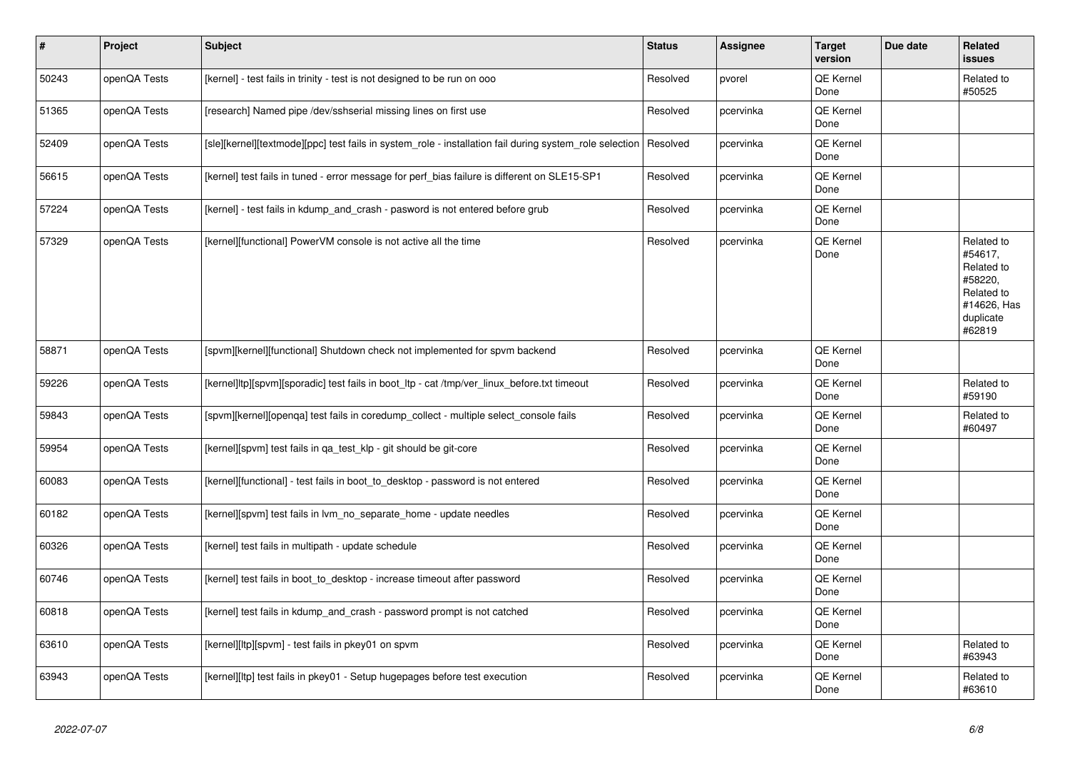| # | Project | Subject | Status | Assignee | Target version | Due date | Related issues |
|---|---|---|---|---|---|---|---|
| 50243 | openQA Tests | [kernel] - test fails in trinity - test is not designed to be run on ooo | Resolved | pvorel | QE Kernel Done | | Related to #50525 |
| 51365 | openQA Tests | [research] Named pipe /dev/sshserial missing lines on first use | Resolved | pcervinka | QE Kernel Done | | |
| 52409 | openQA Tests | [sle][kernel][textmode][ppc] test fails in system_role - installation fail during system_role selection | Resolved | pcervinka | QE Kernel Done | | |
| 56615 | openQA Tests | [kernel] test fails in tuned - error message for perf_bias failure is different on SLE15-SP1 | Resolved | pcervinka | QE Kernel Done | | |
| 57224 | openQA Tests | [kernel] - test fails in kdump_and_crash - pasword is not entered before grub | Resolved | pcervinka | QE Kernel Done | | |
| 57329 | openQA Tests | [kernel][functional] PowerVM console is not active all the time | Resolved | pcervinka | QE Kernel Done | | Related to #54617, Related to #58220, Related to #14626, Has duplicate #62819 |
| 58871 | openQA Tests | [spvm][kernel][functional] Shutdown check not implemented for spvm backend | Resolved | pcervinka | QE Kernel Done | | |
| 59226 | openQA Tests | [kernel]ltp][spvm][sporadic] test fails in boot_ltp - cat /tmp/ver_linux_before.txt timeout | Resolved | pcervinka | QE Kernel Done | | Related to #59190 |
| 59843 | openQA Tests | [spvm][kernel][openqa] test fails in coredump_collect - multiple select_console fails | Resolved | pcervinka | QE Kernel Done | | Related to #60497 |
| 59954 | openQA Tests | [kernel][spvm] test fails in qa_test_klp - git should be git-core | Resolved | pcervinka | QE Kernel Done | | |
| 60083 | openQA Tests | [kernel][functional] - test fails in boot_to_desktop - password is not entered | Resolved | pcervinka | QE Kernel Done | | |
| 60182 | openQA Tests | [kernel][spvm] test fails in lvm_no_separate_home - update needles | Resolved | pcervinka | QE Kernel Done | | |
| 60326 | openQA Tests | [kernel] test fails in multipath - update schedule | Resolved | pcervinka | QE Kernel Done | | |
| 60746 | openQA Tests | [kernel] test fails in boot_to_desktop - increase timeout after password | Resolved | pcervinka | QE Kernel Done | | |
| 60818 | openQA Tests | [kernel] test fails in kdump_and_crash - password prompt is not catched | Resolved | pcervinka | QE Kernel Done | | |
| 63610 | openQA Tests | [kernel][ltp][spvm] - test fails in pkey01 on spvm | Resolved | pcervinka | QE Kernel Done | | Related to #63943 |
| 63943 | openQA Tests | [kernel][ltp] test fails in pkey01 - Setup hugepages before test execution | Resolved | pcervinka | QE Kernel Done | | Related to #63610 |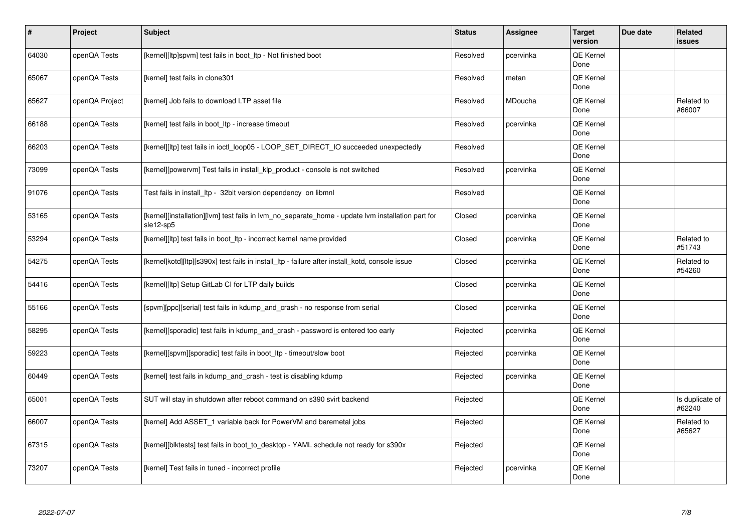| # | Project | Subject | Status | Assignee | Target version | Due date | Related issues |
|---|---|---|---|---|---|---|---|
| 64030 | openQA Tests | [kernel][ltp]spvm] test fails in boot_ltp - Not finished boot | Resolved | pcervinka | QE Kernel Done | | |
| 65067 | openQA Tests | [kernel] test fails in clone301 | Resolved | metan | QE Kernel Done | | |
| 65627 | openQA Project | [kernel] Job fails to download LTP asset file | Resolved | MDoucha | QE Kernel Done | | Related to #66007 |
| 66188 | openQA Tests | [kernel] test fails in boot_ltp - increase timeout | Resolved | pcervinka | QE Kernel Done | | |
| 66203 | openQA Tests | [kernel][ltp] test fails in ioctl_loop05 - LOOP_SET_DIRECT_IO succeeded unexpectedly | Resolved | | QE Kernel Done | | |
| 73099 | openQA Tests | [kernel][powervm] Test fails in install_klp_product - console is not switched | Resolved | pcervinka | QE Kernel Done | | |
| 91076 | openQA Tests | Test fails in install_ltp - 32bit version dependency on libmnl | Resolved | | QE Kernel Done | | |
| 53165 | openQA Tests | [kernel][installation][lvm] test fails in lvm_no_separate_home - update lvm installation part for sle12-sp5 | Closed | pcervinka | QE Kernel Done | | |
| 53294 | openQA Tests | [kernel][ltp] test fails in boot_ltp - incorrect kernel name provided | Closed | pcervinka | QE Kernel Done | | Related to #51743 |
| 54275 | openQA Tests | [kernel]kotd][ltp][s390x] test fails in install_ltp - failure after install_kotd, console issue | Closed | pcervinka | QE Kernel Done | | Related to #54260 |
| 54416 | openQA Tests | [kernel][ltp] Setup GitLab CI for LTP daily builds | Closed | pcervinka | QE Kernel Done | | |
| 55166 | openQA Tests | [spvm][ppc][serial] test fails in kdump_and_crash - no response from serial | Closed | pcervinka | QE Kernel Done | | |
| 58295 | openQA Tests | [kernel][sporadic] test fails in kdump_and_crash - password is entered too early | Rejected | pcervinka | QE Kernel Done | | |
| 59223 | openQA Tests | [kernel][spvm][sporadic] test fails in boot_ltp - timeout/slow boot | Rejected | pcervinka | QE Kernel Done | | |
| 60449 | openQA Tests | [kernel] test fails in kdump_and_crash - test is disabling kdump | Rejected | pcervinka | QE Kernel Done | | |
| 65001 | openQA Tests | SUT will stay in shutdown after reboot command on s390 svirt backend | Rejected | | QE Kernel Done | | Is duplicate of #62240 |
| 66007 | openQA Tests | [kernel] Add ASSET_1 variable back for PowerVM and baremetal jobs | Rejected | | QE Kernel Done | | Related to #65627 |
| 67315 | openQA Tests | [kernel][blktests] test fails in boot_to_desktop - YAML schedule not ready for s390x | Rejected | | QE Kernel Done | | |
| 73207 | openQA Tests | [kernel] Test fails in tuned - incorrect profile | Rejected | pcervinka | QE Kernel Done | | |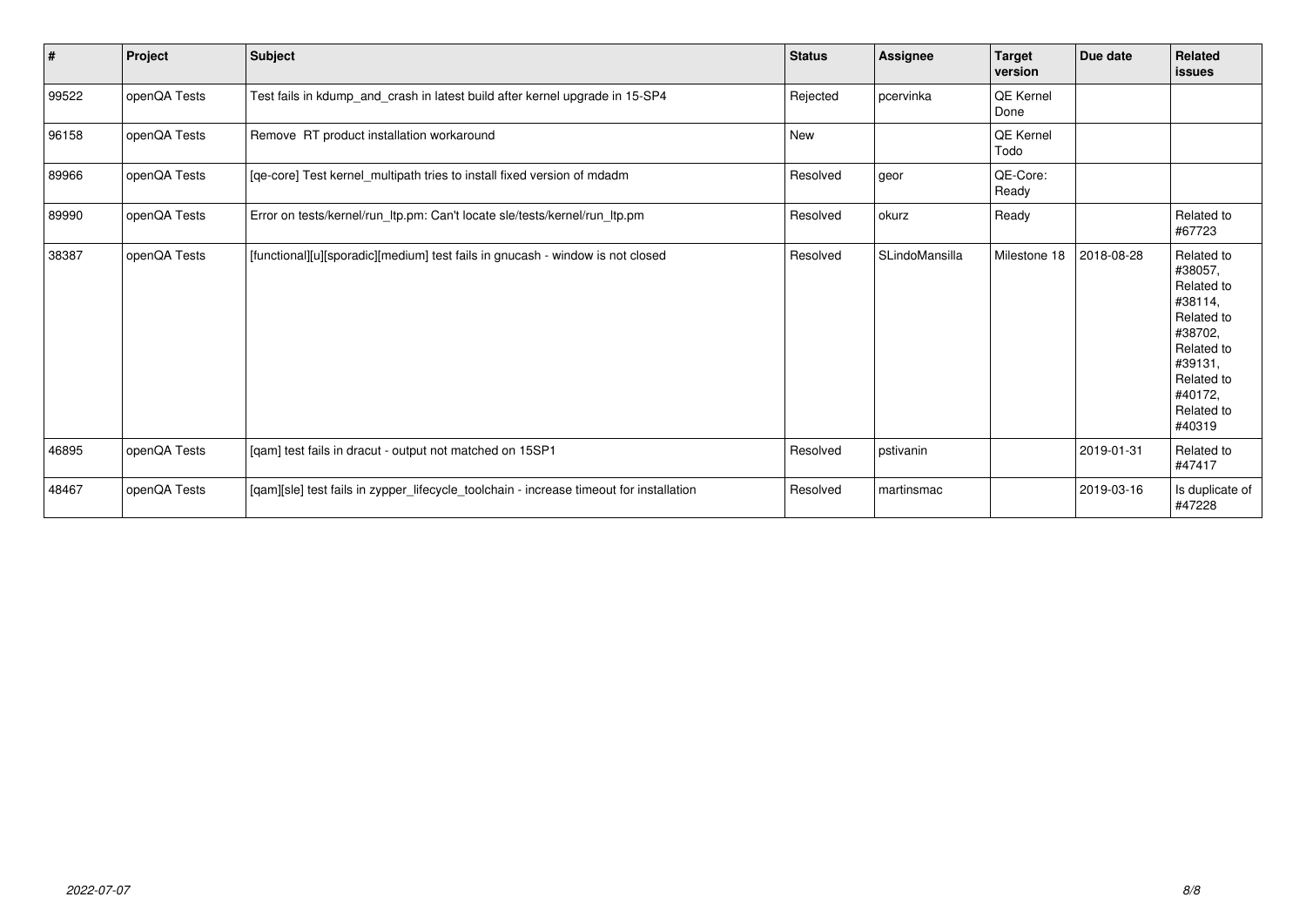| # | Project | Subject | Status | Assignee | Target version | Due date | Related issues |
|---|---|---|---|---|---|---|---|
| 99522 | openQA Tests | Test fails in kdump_and_crash in latest build after kernel upgrade in 15-SP4 | Rejected | pcervinka | QE Kernel Done | | |
| 96158 | openQA Tests | Remove RT product installation workaround | New | | QE Kernel Todo | | |
| 89966 | openQA Tests | [qe-core] Test kernel_multipath tries to install fixed version of mdadm | Resolved | geor | QE-Core: Ready | | |
| 89990 | openQA Tests | Error on tests/kernel/run_ltp.pm: Can't locate sle/tests/kernel/run_ltp.pm | Resolved | okurz | Ready | | Related to #67723 |
| 38387 | openQA Tests | [functional][u][sporadic][medium] test fails in gnucash - window is not closed | Resolved | SLindoMansilla | Milestone 18 | 2018-08-28 | Related to #38057, Related to #38114, Related to #38702, Related to #39131, Related to #40172, Related to #40319 |
| 46895 | openQA Tests | [qam] test fails in dracut - output not matched on 15SP1 | Resolved | pstivanin | | 2019-01-31 | Related to #47417 |
| 48467 | openQA Tests | [qam][sle] test fails in zypper_lifecycle_toolchain - increase timeout for installation | Resolved | martinsmac | | 2019-03-16 | Is duplicate of #47228 |